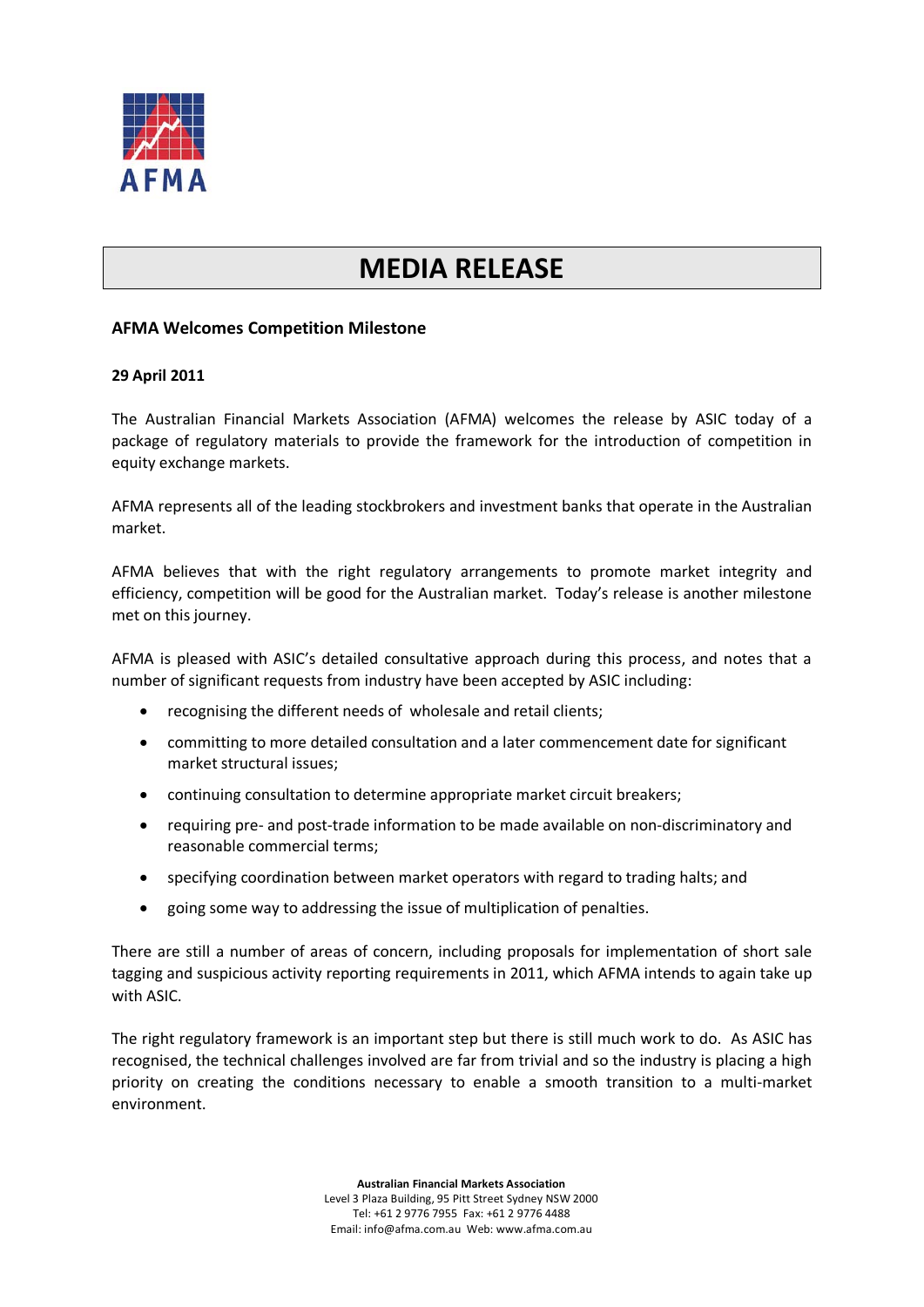AFMA

# MEDIA RELEASE

**AFMA Welcomes Competition Milestone**

**29 April 2011**

The Australian Financial Markets Association (AFMA) welcomes the release by ASIC today of a package of regulatory materials to provide the framework for the introduction of competition in equity exchange markets.

AFMA represents all of the leading stockbrokers and investment banks that operate in the Australian market.

AFMA believes that with the right regulatory arrangements to promote market integrity and efficiency, competition will be good for the Australian market. Today's release is another milestone met on this journey.

AFMA is pleased with ASIC's detailed consultative approach during this process, and notes that a number of significant requests from industry have been accepted by ASIC including:

- recognising the different needs of wholesale and retail clients;
- committing to more detailed consultation and a later commencement date for significant market structural issues;
- continuing consultation to determine appropriate market circuit breakers;
- requiring pre- and post-trade information to be made available on non-discriminatory and reasonable commercial terms;
- specifying coordination between market operators with regard to trading halts; and
- going some way to addressing the issue of multiplication of penalties.

There are still a number of areas of concern, including proposals for implementation of short sale tagging and suspicious activity reporting requirements in 2011, which AFMA intends to again take up with ASIC.

The right regulatory framework is an important step but there is still much work to do. As ASIC has recognised, the technical challenges involved are far from trivial and so the industry is placing a high priority on creating the conditions necessary to enable a smooth transition to a multi-market environment.

**Australian Financial Markets Association**
Level 3 Plaza Building, 95 Pitt Street Sydney NSW 2000
Tel: +61 2 9776 7955 Fax: +61 2 9776 4488
Email: info@afma.com.au Web: www.afma.com.au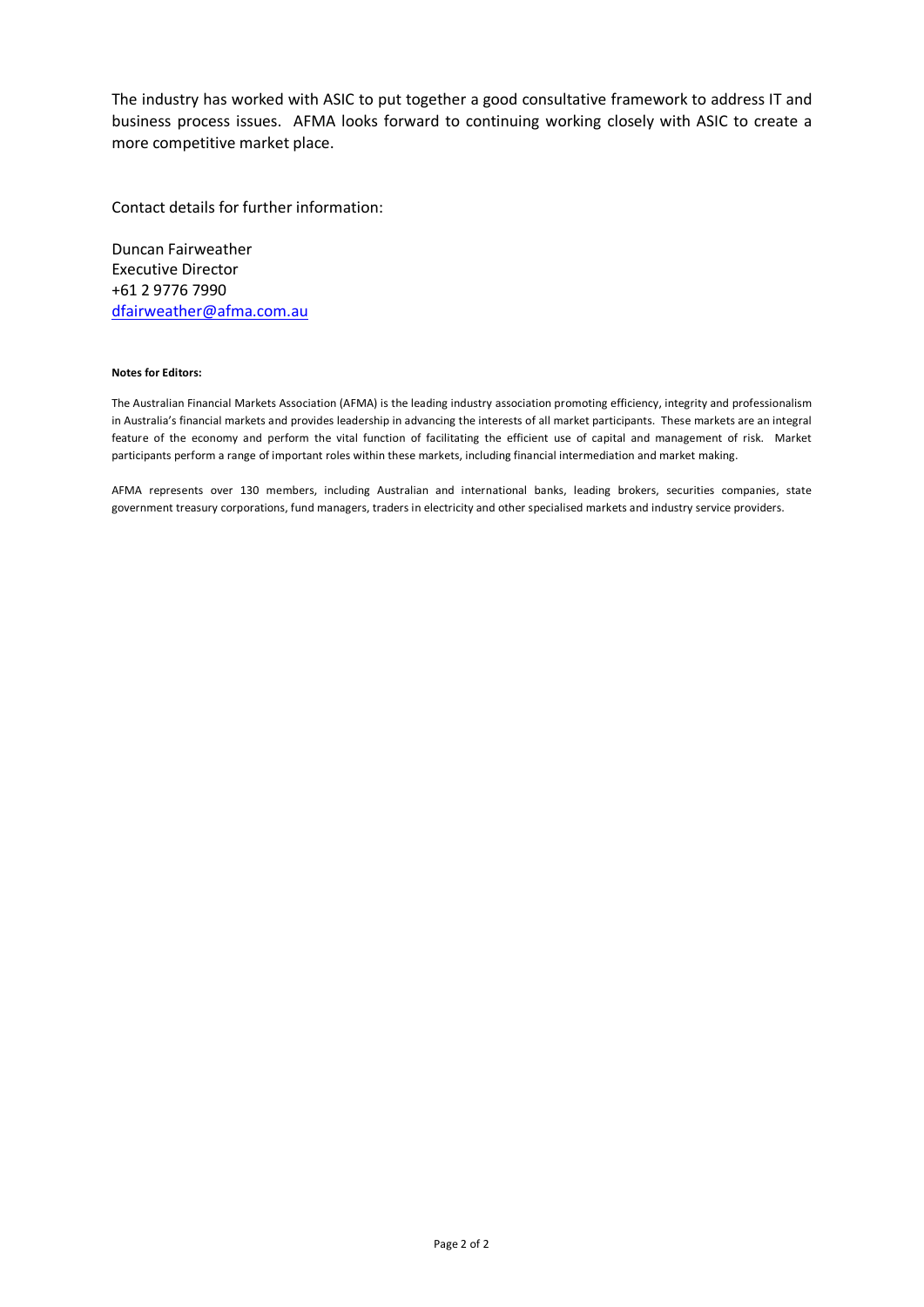The industry has worked with ASIC to put together a good consultative framework to address IT and business process issues. AFMA looks forward to continuing working closely with ASIC to create a more competitive market place.

Contact details for further information:

Duncan Fairweather  
Executive Director  
+61 2 9776 7990  
dfairweather@afma.com.au

**Notes for Editors:**

The Australian Financial Markets Association (AFMA) is the leading industry association promoting efficiency, integrity and professionalism in Australia's financial markets and provides leadership in advancing the interests of all market participants. These markets are an integral feature of the economy and perform the vital function of facilitating the efficient use of capital and management of risk. Market participants perform a range of important roles within these markets, including financial intermediation and market making.

AFMA represents over 130 members, including Australian and international banks, leading brokers, securities companies, state government treasury corporations, fund managers, traders in electricity and other specialised markets and industry service providers.